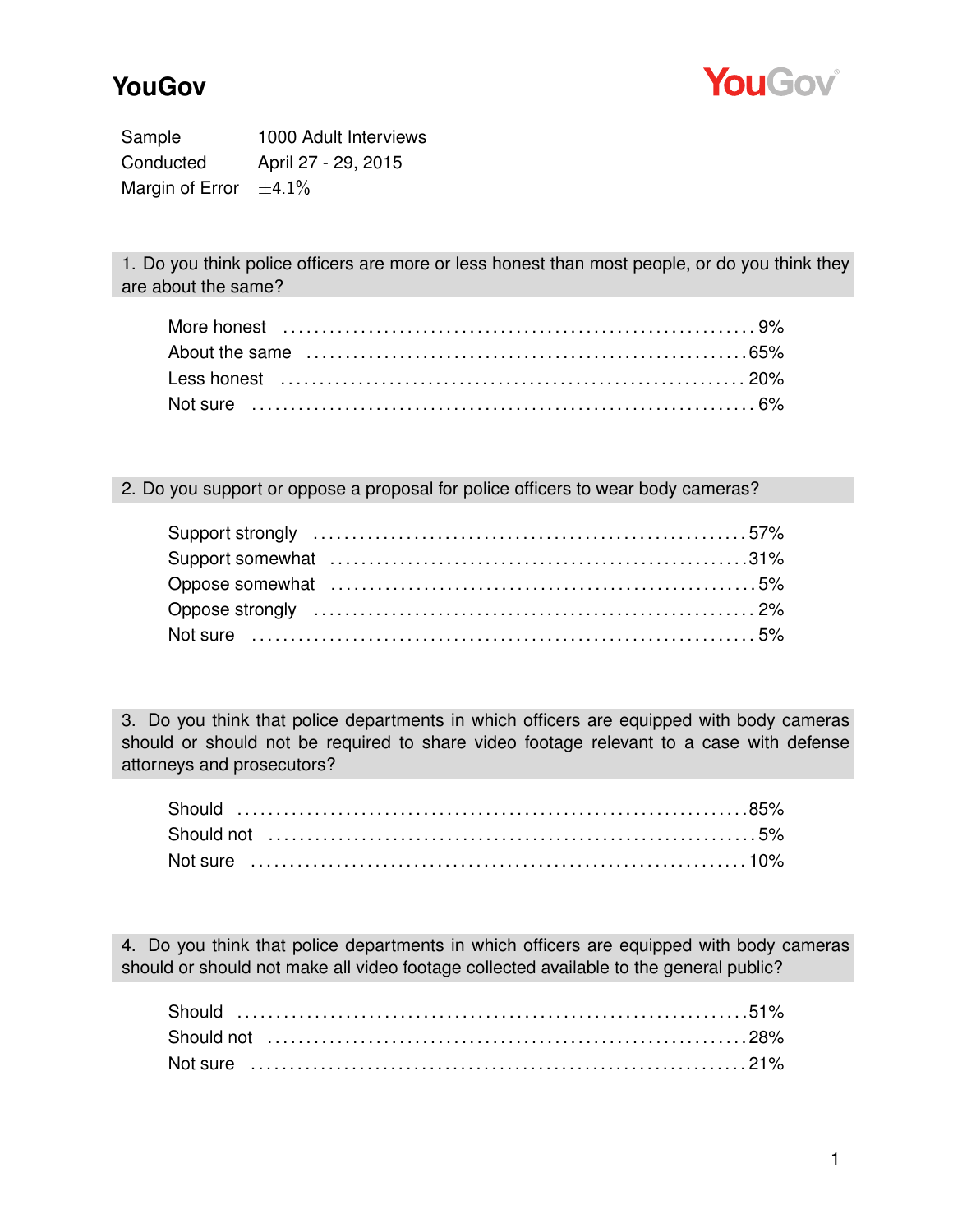# YouGov

| | |
|---|---|
| Sample | 1000 Adult Interviews |
| Conducted | April 27 - 29, 2015 |
| Margin of Error | ±4.1% |

**1. Do you think police officers are more or less honest than most people, or do you think they are about the same?**

| | |
|---|---|
| More honest | 9% |
| About the same | 65% |
| Less honest | 20% |
| Not sure | 6% |

**2. Do you support or oppose a proposal for police officers to wear body cameras?**

| | |
|---|---|
| Support strongly | 57% |
| Support somewhat | 31% |
| Oppose somewhat | 5% |
| Oppose strongly | 2% |
| Not sure | 5% |

**3. Do you think that police departments in which officers are equipped with body cameras should or should not be required to share video footage relevant to a case with defense attorneys and prosecutors?**

| | |
|---|---|
| Should | 85% |
| Should not | 5% |
| Not sure | 10% |

**4. Do you think that police departments in which officers are equipped with body cameras should or should not make all video footage collected available to the general public?**

| | |
|---|---|
| Should | 51% |
| Should not | 28% |
| Not sure | 21% |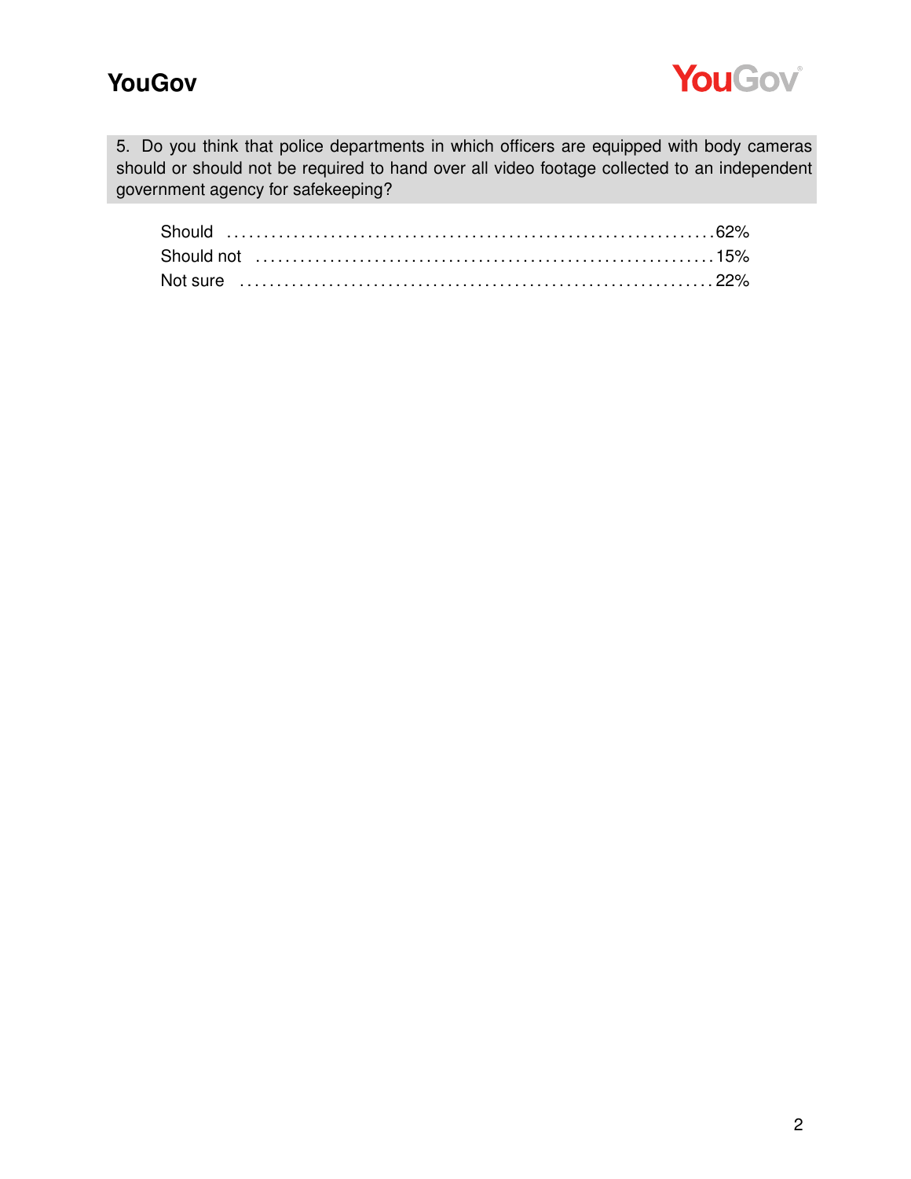5. Do you think that police departments in which officers are equipped with body cameras should or should not be required to hand over all video footage collected to an independent government agency for safekeeping?

| | |
|---|---|
| Should | 62% |
| Should not | 15% |
| Not sure | 22% |